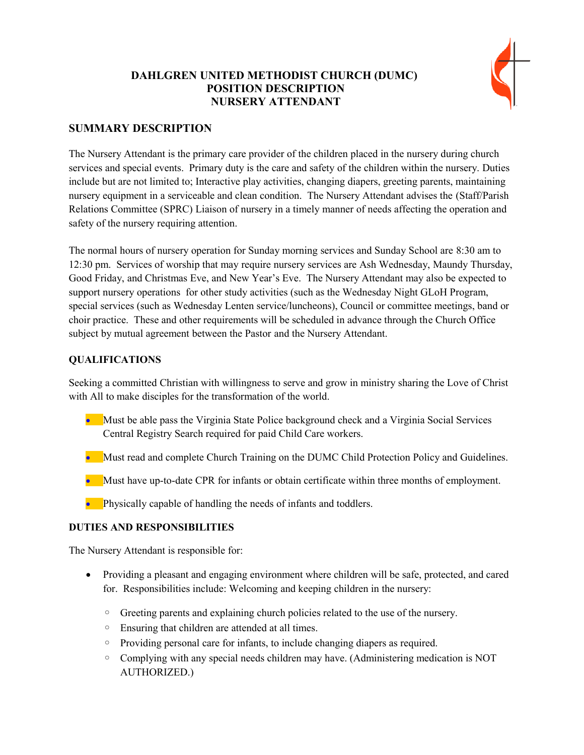# DAHLGREN UNITED METHODIST CHURCH (DUMC)
# POSITION DESCRIPTION
# NURSERY ATTENDANT

## SUMMARY DESCRIPTION

The Nursery Attendant is the primary care provider of the children placed in the nursery during church services and special events. Primary duty is the care and safety of the children within the nursery. Duties include but are not limited to; Interactive play activities, changing diapers, greeting parents, maintaining nursery equipment in a serviceable and clean condition. The Nursery Attendant advises the (Staff/Parish Relations Committee (SPRC) Liaison of nursery in a timely manner of needs affecting the operation and safety of the nursery requiring attention.

The normal hours of nursery operation for Sunday morning services and Sunday School are 8:30 am to 12:30 pm. Services of worship that may require nursery services are Ash Wednesday, Maundy Thursday, Good Friday, and Christmas Eve, and New Year's Eve. The Nursery Attendant may also be expected to support nursery operations for other study activities (such as the Wednesday Night GLoH Program, special services (such as Wednesday Lenten service/luncheons), Council or committee meetings, band or choir practice. These and other requirements will be scheduled in advance through the Church Office subject by mutual agreement between the Pastor and the Nursery Attendant.

### QUALIFICATIONS

Seeking a committed Christian with willingness to serve and grow in ministry sharing the Love of Christ with All to make disciples for the transformation of the world.

- Must be able pass the Virginia State Police background check and a Virginia Social Services Central Registry Search required for paid Child Care workers.
- Must read and complete Church Training on the DUMC Child Protection Policy and Guidelines.
- Must have up-to-date CPR for infants or obtain certificate within three months of employment.
- Physically capable of handling the needs of infants and toddlers.

### DUTIES AND RESPONSIBILITIES

The Nursery Attendant is responsible for:

- Providing a pleasant and engaging environment where children will be safe, protected, and cared for. Responsibilities include: Welcoming and keeping children in the nursery:
  - Greeting parents and explaining church policies related to the use of the nursery.
  - Ensuring that children are attended at all times.
  - Providing personal care for infants, to include changing diapers as required.
  - Complying with any special needs children may have. (Administering medication is NOT AUTHORIZED.)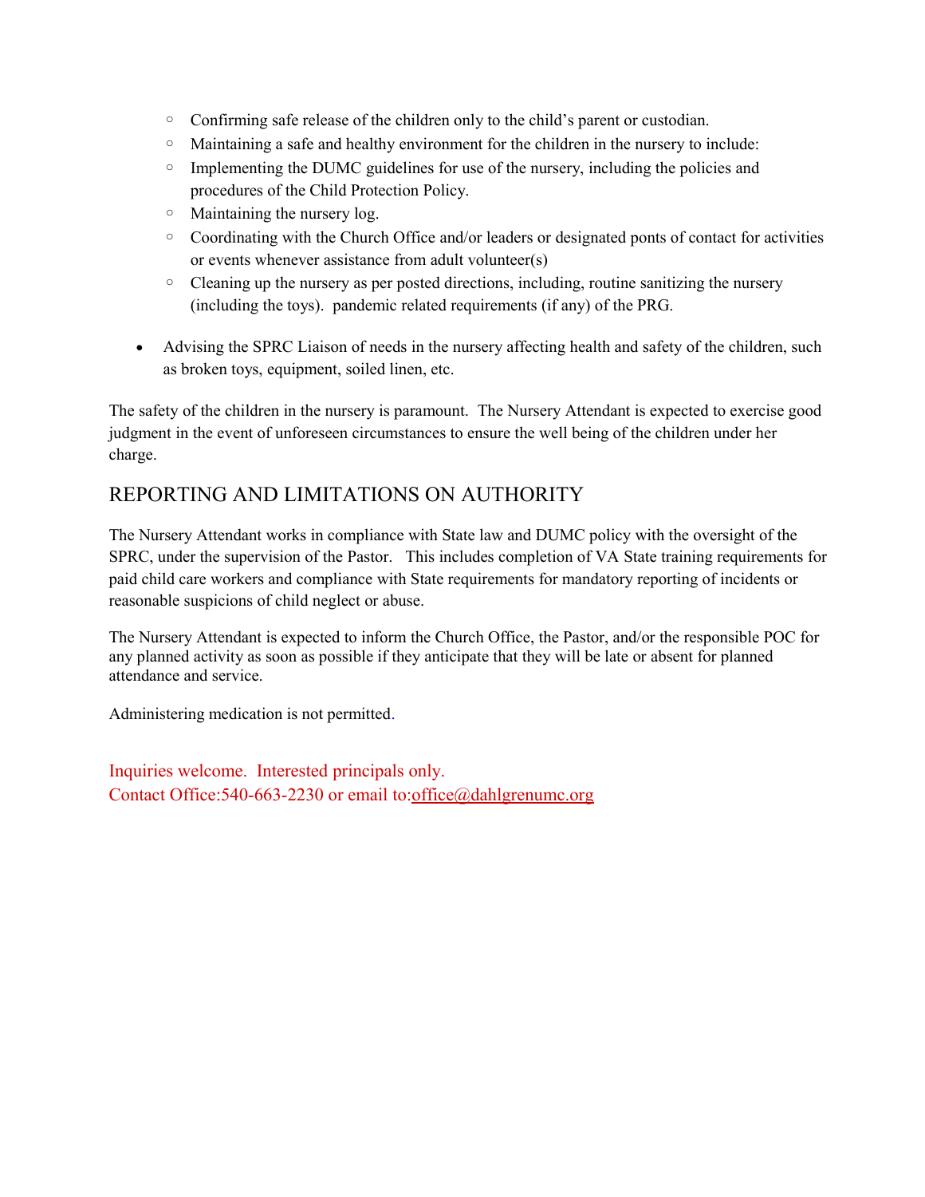- Confirming safe release of the children only to the child's parent or custodian.
  - Maintaining a safe and healthy environment for the children in the nursery to include:
  - Implementing the DUMC guidelines for use of the nursery, including the policies and procedures of the Child Protection Policy.
  - Maintaining the nursery log.
  - Coordinating with the Church Office and/or leaders or designated ponts of contact for activities or events whenever assistance from adult volunteer(s)
  - Cleaning up the nursery as per posted directions, including, routine sanitizing the nursery (including the toys). pandemic related requirements (if any) of the PRG.

- Advising the SPRC Liaison of needs in the nursery affecting health and safety of the children, such as broken toys, equipment, soiled linen, etc.

The safety of the children in the nursery is paramount. The Nursery Attendant is expected to exercise good judgment in the event of unforeseen circumstances to ensure the well being of the children under her charge.

## REPORTING AND LIMITATIONS ON AUTHORITY

The Nursery Attendant works in compliance with State law and DUMC policy with the oversight of the SPRC, under the supervision of the Pastor. This includes completion of VA State training requirements for paid child care workers and compliance with State requirements for mandatory reporting of incidents or reasonable suspicions of child neglect or abuse.

The Nursery Attendant is expected to inform the Church Office, the Pastor, and/or the responsible POC for any planned activity as soon as possible if they anticipate that they will be late or absent for planned attendance and service.

Administering medication is not permitted.

Inquiries welcome. Interested principals only.
Contact Office:540-663-2230 or email to:office@dahlgrenumc.org